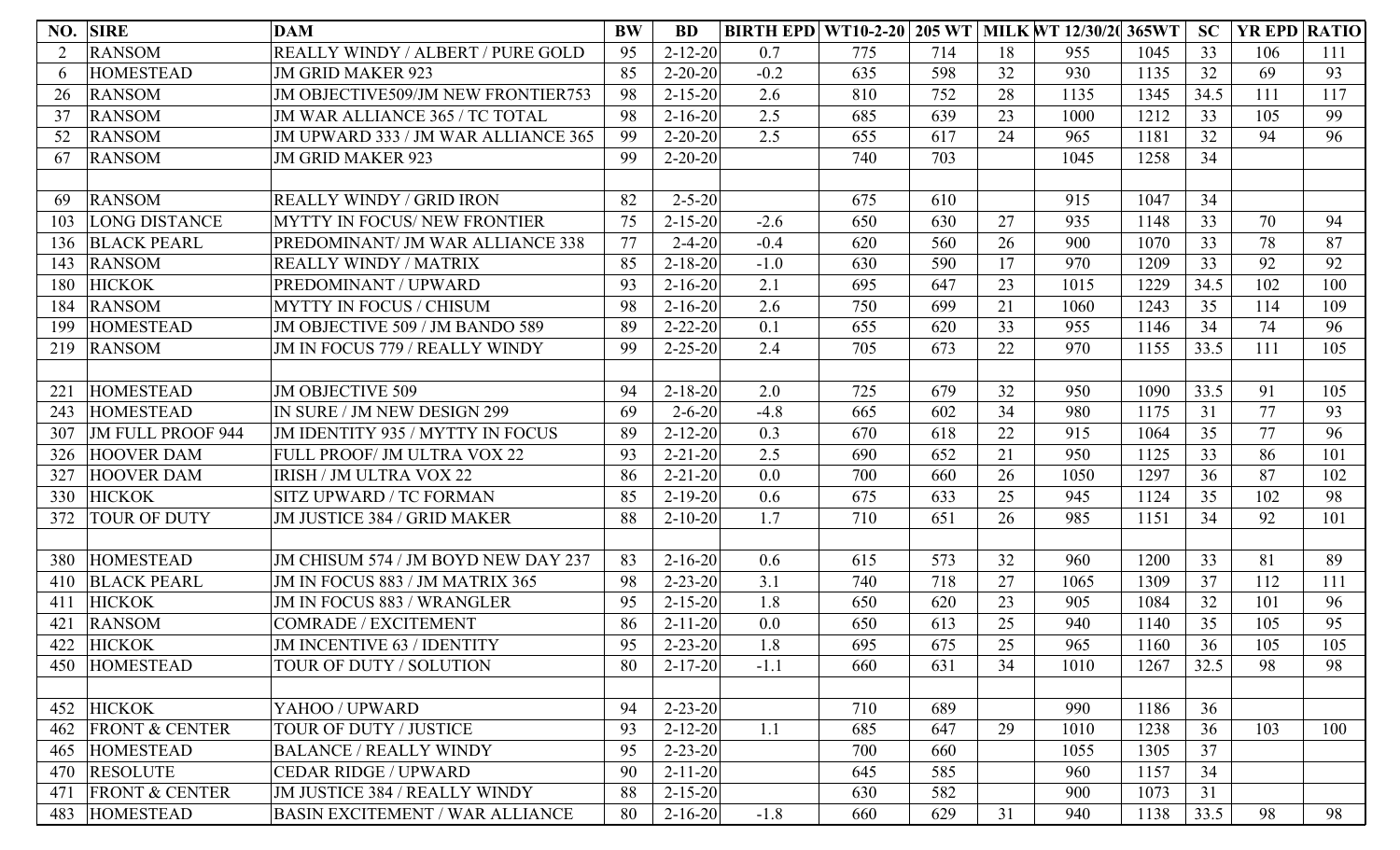| NO. | SIRE | DAM | BW | BD | BIRTH EPD | WT10-2-20 | 205 WT | MILK | WT 12/30/20 | 365WT | SC | YR EPD | RATIO |
|---|---|---|---|---|---|---|---|---|---|---|---|---|---|
| 2 | RANSOM | REALLY WINDY / ALBERT / PURE GOLD | 95 | 2-12-20 | 0.7 | 775 | 714 | 18 | 955 | 1045 | 33 | 106 | 111 |
| 6 | HOMESTEAD | JM GRID MAKER 923 | 85 | 2-20-20 | -0.2 | 635 | 598 | 32 | 930 | 1135 | 32 | 69 | 93 |
| 26 | RANSOM | JM OBJECTIVE509/JM NEW FRONTIER753 | 98 | 2-15-20 | 2.6 | 810 | 752 | 28 | 1135 | 1345 | 34.5 | 111 | 117 |
| 37 | RANSOM | JM WAR ALLIANCE 365 / TC TOTAL | 98 | 2-16-20 | 2.5 | 685 | 639 | 23 | 1000 | 1212 | 33 | 105 | 99 |
| 52 | RANSOM | JM UPWARD 333 / JM WAR ALLIANCE 365 | 99 | 2-20-20 | 2.5 | 655 | 617 | 24 | 965 | 1181 | 32 | 94 | 96 |
| 67 | RANSOM | JM GRID MAKER 923 | 99 | 2-20-20 | | 740 | 703 | | 1045 | 1258 | 34 | | |
| | | | | | | | | | | | | | |
| 69 | RANSOM | REALLY WINDY / GRID IRON | 82 | 2-5-20 | | 675 | 610 | | 915 | 1047 | 34 | | |
| 103 | LONG DISTANCE | MYTTY IN FOCUS/ NEW FRONTIER | 75 | 2-15-20 | -2.6 | 650 | 630 | 27 | 935 | 1148 | 33 | 70 | 94 |
| 136 | BLACK PEARL | PREDOMINANT/ JM WAR ALLIANCE 338 | 77 | 2-4-20 | -0.4 | 620 | 560 | 26 | 900 | 1070 | 33 | 78 | 87 |
| 143 | RANSOM | REALLY WINDY / MATRIX | 85 | 2-18-20 | -1.0 | 630 | 590 | 17 | 970 | 1209 | 33 | 92 | 92 |
| 180 | HICKOK | PREDOMINANT / UPWARD | 93 | 2-16-20 | 2.1 | 695 | 647 | 23 | 1015 | 1229 | 34.5 | 102 | 100 |
| 184 | RANSOM | MYTTY IN FOCUS / CHISUM | 98 | 2-16-20 | 2.6 | 750 | 699 | 21 | 1060 | 1243 | 35 | 114 | 109 |
| 199 | HOMESTEAD | JM OBJECTIVE 509 / JM BANDO 589 | 89 | 2-22-20 | 0.1 | 655 | 620 | 33 | 955 | 1146 | 34 | 74 | 96 |
| 219 | RANSOM | JM IN FOCUS 779 / REALLY WINDY | 99 | 2-25-20 | 2.4 | 705 | 673 | 22 | 970 | 1155 | 33.5 | 111 | 105 |
| | | | | | | | | | | | | | |
| 221 | HOMESTEAD | JM OBJECTIVE 509 | 94 | 2-18-20 | 2.0 | 725 | 679 | 32 | 950 | 1090 | 33.5 | 91 | 105 |
| 243 | HOMESTEAD | IN SURE / JM NEW DESIGN 299 | 69 | 2-6-20 | -4.8 | 665 | 602 | 34 | 980 | 1175 | 31 | 77 | 93 |
| 307 | JM FULL PROOF 944 | JM IDENTITY 935 / MYTTY IN FOCUS | 89 | 2-12-20 | 0.3 | 670 | 618 | 22 | 915 | 1064 | 35 | 77 | 96 |
| 326 | HOOVER DAM | FULL PROOF/ JM ULTRA VOX 22 | 93 | 2-21-20 | 2.5 | 690 | 652 | 21 | 950 | 1125 | 33 | 86 | 101 |
| 327 | HOOVER DAM | IRISH / JM ULTRA VOX 22 | 86 | 2-21-20 | 0.0 | 700 | 660 | 26 | 1050 | 1297 | 36 | 87 | 102 |
| 330 | HICKOK | SITZ UPWARD / TC FORMAN | 85 | 2-19-20 | 0.6 | 675 | 633 | 25 | 945 | 1124 | 35 | 102 | 98 |
| 372 | TOUR OF DUTY | JM JUSTICE 384 / GRID MAKER | 88 | 2-10-20 | 1.7 | 710 | 651 | 26 | 985 | 1151 | 34 | 92 | 101 |
| | | | | | | | | | | | | | |
| 380 | HOMESTEAD | JM CHISUM 574 / JM BOYD NEW DAY 237 | 83 | 2-16-20 | 0.6 | 615 | 573 | 32 | 960 | 1200 | 33 | 81 | 89 |
| 410 | BLACK PEARL | JM IN FOCUS 883 / JM MATRIX 365 | 98 | 2-23-20 | 3.1 | 740 | 718 | 27 | 1065 | 1309 | 37 | 112 | 111 |
| 411 | HICKOK | JM IN FOCUS 883 / WRANGLER | 95 | 2-15-20 | 1.8 | 650 | 620 | 23 | 905 | 1084 | 32 | 101 | 96 |
| 421 | RANSOM | COMRADE / EXCITEMENT | 86 | 2-11-20 | 0.0 | 650 | 613 | 25 | 940 | 1140 | 35 | 105 | 95 |
| 422 | HICKOK | JM INCENTIVE 63 / IDENTITY | 95 | 2-23-20 | 1.8 | 695 | 675 | 25 | 965 | 1160 | 36 | 105 | 105 |
| 450 | HOMESTEAD | TOUR OF DUTY / SOLUTION | 80 | 2-17-20 | -1.1 | 660 | 631 | 34 | 1010 | 1267 | 32.5 | 98 | 98 |
| | | | | | | | | | | | | | |
| 452 | HICKOK | YAHOO / UPWARD | 94 | 2-23-20 | | 710 | 689 | | 990 | 1186 | 36 | | |
| 462 | FRONT & CENTER | TOUR OF DUTY / JUSTICE | 93 | 2-12-20 | 1.1 | 685 | 647 | 29 | 1010 | 1238 | 36 | 103 | 100 |
| 465 | HOMESTEAD | BALANCE / REALLY WINDY | 95 | 2-23-20 | | 700 | 660 | | 1055 | 1305 | 37 | | |
| 470 | RESOLUTE | CEDAR RIDGE / UPWARD | 90 | 2-11-20 | | 645 | 585 | | 960 | 1157 | 34 | | |
| 471 | FRONT & CENTER | JM JUSTICE 384 / REALLY WINDY | 88 | 2-15-20 | | 630 | 582 | | 900 | 1073 | 31 | | |
| 483 | HOMESTEAD | BASIN EXCITEMENT / WAR ALLIANCE | 80 | 2-16-20 | -1.8 | 660 | 629 | 31 | 940 | 1138 | 33.5 | 98 | 98 |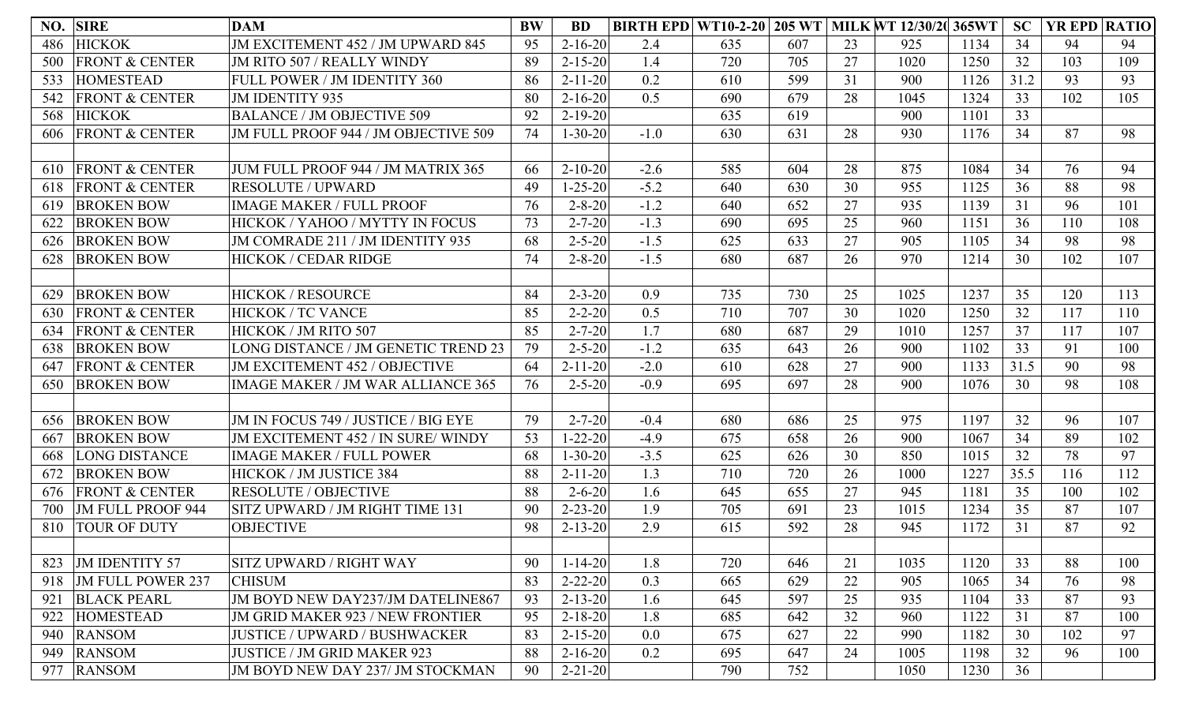| NO. | SIRE | DAM | BW | BD | BIRTH EPD | WT10-2-20 | 205 WT | MILK | WT 12/30/2( | 365WT | SC | YR EPD | RATIO |
|---|---|---|---|---|---|---|---|---|---|---|---|---|---|
| 486 | HICKOK | JM EXCITEMENT 452 / JM UPWARD 845 | 95 | 2-16-20 | 2.4 | 635 | 607 | 23 | 925 | 1134 | 34 | 94 | 94 |
| 500 | FRONT & CENTER | JM RITO 507 / REALLY WINDY | 89 | 2-15-20 | 1.4 | 720 | 705 | 27 | 1020 | 1250 | 32 | 103 | 109 |
| 533 | HOMESTEAD | FULL POWER / JM IDENTITY 360 | 86 | 2-11-20 | 0.2 | 610 | 599 | 31 | 900 | 1126 | 31.2 | 93 | 93 |
| 542 | FRONT & CENTER | JM IDENTITY 935 | 80 | 2-16-20 | 0.5 | 690 | 679 | 28 | 1045 | 1324 | 33 | 102 | 105 |
| 568 | HICKOK | BALANCE / JM OBJECTIVE 509 | 92 | 2-19-20 | | 635 | 619 | | 900 | 1101 | 33 | | |
| 606 | FRONT & CENTER | JM FULL PROOF 944 / JM OBJECTIVE 509 | 74 | 1-30-20 | -1.0 | 630 | 631 | 28 | 930 | 1176 | 34 | 87 | 98 |
| | | | | | | | | | | | | | |
| 610 | FRONT & CENTER | JUM FULL PROOF 944 / JM MATRIX 365 | 66 | 2-10-20 | -2.6 | 585 | 604 | 28 | 875 | 1084 | 34 | 76 | 94 |
| 618 | FRONT & CENTER | RESOLUTE / UPWARD | 49 | 1-25-20 | -5.2 | 640 | 630 | 30 | 955 | 1125 | 36 | 88 | 98 |
| 619 | BROKEN BOW | IMAGE MAKER / FULL PROOF | 76 | 2-8-20 | -1.2 | 640 | 652 | 27 | 935 | 1139 | 31 | 96 | 101 |
| 622 | BROKEN BOW | HICKOK / YAHOO / MYTTY IN FOCUS | 73 | 2-7-20 | -1.3 | 690 | 695 | 25 | 960 | 1151 | 36 | 110 | 108 |
| 626 | BROKEN BOW | JM COMRADE 211 / JM IDENTITY 935 | 68 | 2-5-20 | -1.5 | 625 | 633 | 27 | 905 | 1105 | 34 | 98 | 98 |
| 628 | BROKEN BOW | HICKOK / CEDAR RIDGE | 74 | 2-8-20 | -1.5 | 680 | 687 | 26 | 970 | 1214 | 30 | 102 | 107 |
| | | | | | | | | | | | | | |
| 629 | BROKEN BOW | HICKOK / RESOURCE | 84 | 2-3-20 | 0.9 | 735 | 730 | 25 | 1025 | 1237 | 35 | 120 | 113 |
| 630 | FRONT & CENTER | HICKOK / TC VANCE | 85 | 2-2-20 | 0.5 | 710 | 707 | 30 | 1020 | 1250 | 32 | 117 | 110 |
| 634 | FRONT & CENTER | HICKOK / JM RITO 507 | 85 | 2-7-20 | 1.7 | 680 | 687 | 29 | 1010 | 1257 | 37 | 117 | 107 |
| 638 | BROKEN BOW | LONG DISTANCE / JM GENETIC TREND 23 | 79 | 2-5-20 | -1.2 | 635 | 643 | 26 | 900 | 1102 | 33 | 91 | 100 |
| 647 | FRONT & CENTER | JM EXCITEMENT 452 / OBJECTIVE | 64 | 2-11-20 | -2.0 | 610 | 628 | 27 | 900 | 1133 | 31.5 | 90 | 98 |
| 650 | BROKEN BOW | IMAGE MAKER / JM WAR ALLIANCE 365 | 76 | 2-5-20 | -0.9 | 695 | 697 | 28 | 900 | 1076 | 30 | 98 | 108 |
| | | | | | | | | | | | | | |
| 656 | BROKEN BOW | JM IN FOCUS 749 / JUSTICE / BIG EYE | 79 | 2-7-20 | -0.4 | 680 | 686 | 25 | 975 | 1197 | 32 | 96 | 107 |
| 667 | BROKEN BOW | JM EXCITEMENT 452 / IN SURE/ WINDY | 53 | 1-22-20 | -4.9 | 675 | 658 | 26 | 900 | 1067 | 34 | 89 | 102 |
| 668 | LONG DISTANCE | IMAGE MAKER / FULL POWER | 68 | 1-30-20 | -3.5 | 625 | 626 | 30 | 850 | 1015 | 32 | 78 | 97 |
| 672 | BROKEN BOW | HICKOK / JM JUSTICE 384 | 88 | 2-11-20 | 1.3 | 710 | 720 | 26 | 1000 | 1227 | 35.5 | 116 | 112 |
| 676 | FRONT & CENTER | RESOLUTE / OBJECTIVE | 88 | 2-6-20 | 1.6 | 645 | 655 | 27 | 945 | 1181 | 35 | 100 | 102 |
| 700 | JM FULL PROOF 944 | SITZ UPWARD / JM RIGHT TIME 131 | 90 | 2-23-20 | 1.9 | 705 | 691 | 23 | 1015 | 1234 | 35 | 87 | 107 |
| 810 | TOUR OF DUTY | OBJECTIVE | 98 | 2-13-20 | 2.9 | 615 | 592 | 28 | 945 | 1172 | 31 | 87 | 92 |
| | | | | | | | | | | | | | |
| 823 | JM IDENTITY 57 | SITZ UPWARD / RIGHT WAY | 90 | 1-14-20 | 1.8 | 720 | 646 | 21 | 1035 | 1120 | 33 | 88 | 100 |
| 918 | JM FULL POWER 237 | CHISUM | 83 | 2-22-20 | 0.3 | 665 | 629 | 22 | 905 | 1065 | 34 | 76 | 98 |
| 921 | BLACK PEARL | JM BOYD NEW DAY237/JM DATELINE867 | 93 | 2-13-20 | 1.6 | 645 | 597 | 25 | 935 | 1104 | 33 | 87 | 93 |
| 922 | HOMESTEAD | JM GRID MAKER 923 / NEW FRONTIER | 95 | 2-18-20 | 1.8 | 685 | 642 | 32 | 960 | 1122 | 31 | 87 | 100 |
| 940 | RANSOM | JUSTICE / UPWARD / BUSHWACKER | 83 | 2-15-20 | 0.0 | 675 | 627 | 22 | 990 | 1182 | 30 | 102 | 97 |
| 949 | RANSOM | JUSTICE / JM GRID MAKER 923 | 88 | 2-16-20 | 0.2 | 695 | 647 | 24 | 1005 | 1198 | 32 | 96 | 100 |
| 977 | RANSOM | JM BOYD NEW DAY 237/ JM STOCKMAN | 90 | 2-21-20 | | 790 | 752 | | 1050 | 1230 | 36 | | |